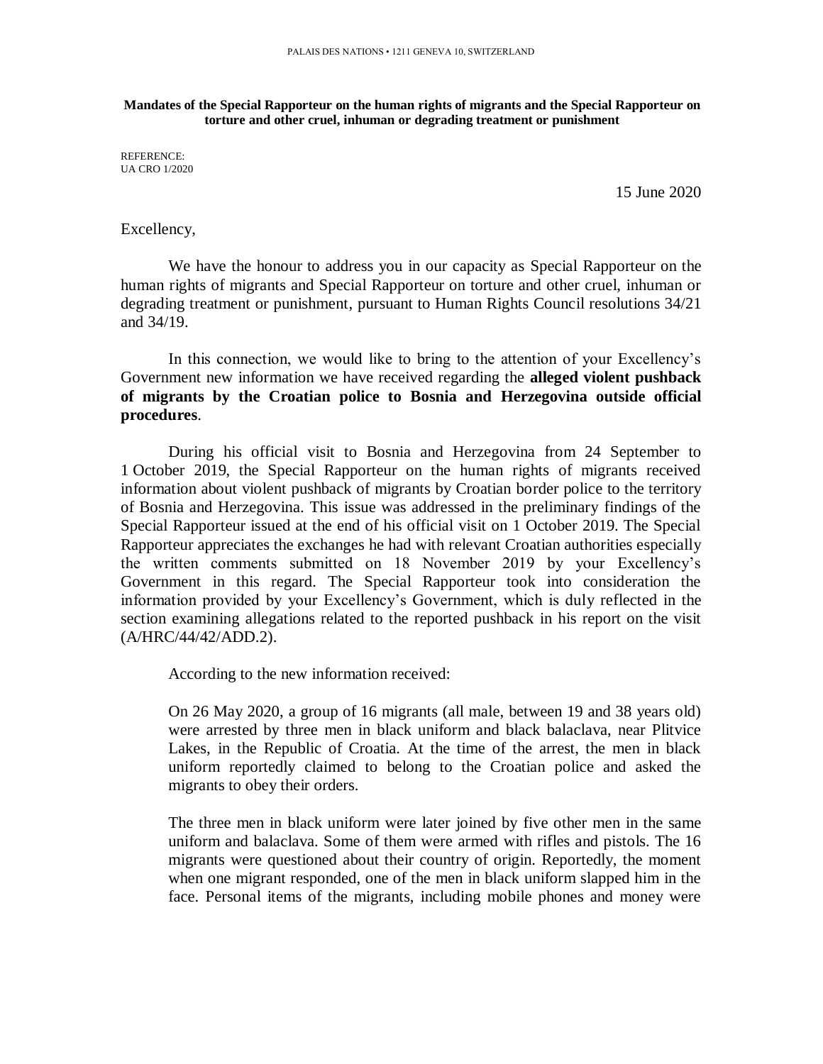PALAIS DES NATIONS • 1211 GENEVA 10, SWITZERLAND

**Mandates of the Special Rapporteur on the human rights of migrants and the Special Rapporteur on torture and other cruel, inhuman or degrading treatment or punishment**

REFERENCE:
UA CRO 1/2020

15 June 2020

Excellency,

We have the honour to address you in our capacity as Special Rapporteur on the human rights of migrants and Special Rapporteur on torture and other cruel, inhuman or degrading treatment or punishment, pursuant to Human Rights Council resolutions 34/21 and 34/19.

In this connection, we would like to bring to the attention of your Excellency's Government new information we have received regarding the **alleged violent pushback of migrants by the Croatian police to Bosnia and Herzegovina outside official procedures**.

During his official visit to Bosnia and Herzegovina from 24 September to 1 October 2019, the Special Rapporteur on the human rights of migrants received information about violent pushback of migrants by Croatian border police to the territory of Bosnia and Herzegovina. This issue was addressed in the preliminary findings of the Special Rapporteur issued at the end of his official visit on 1 October 2019. The Special Rapporteur appreciates the exchanges he had with relevant Croatian authorities especially the written comments submitted on 18 November 2019 by your Excellency's Government in this regard. The Special Rapporteur took into consideration the information provided by your Excellency's Government, which is duly reflected in the section examining allegations related to the reported pushback in his report on the visit (A/HRC/44/42/ADD.2).

According to the new information received:

On 26 May 2020, a group of 16 migrants (all male, between 19 and 38 years old) were arrested by three men in black uniform and black balaclava, near Plitvice Lakes, in the Republic of Croatia. At the time of the arrest, the men in black uniform reportedly claimed to belong to the Croatian police and asked the migrants to obey their orders.

The three men in black uniform were later joined by five other men in the same uniform and balaclava. Some of them were armed with rifles and pistols. The 16 migrants were questioned about their country of origin. Reportedly, the moment when one migrant responded, one of the men in black uniform slapped him in the face. Personal items of the migrants, including mobile phones and money were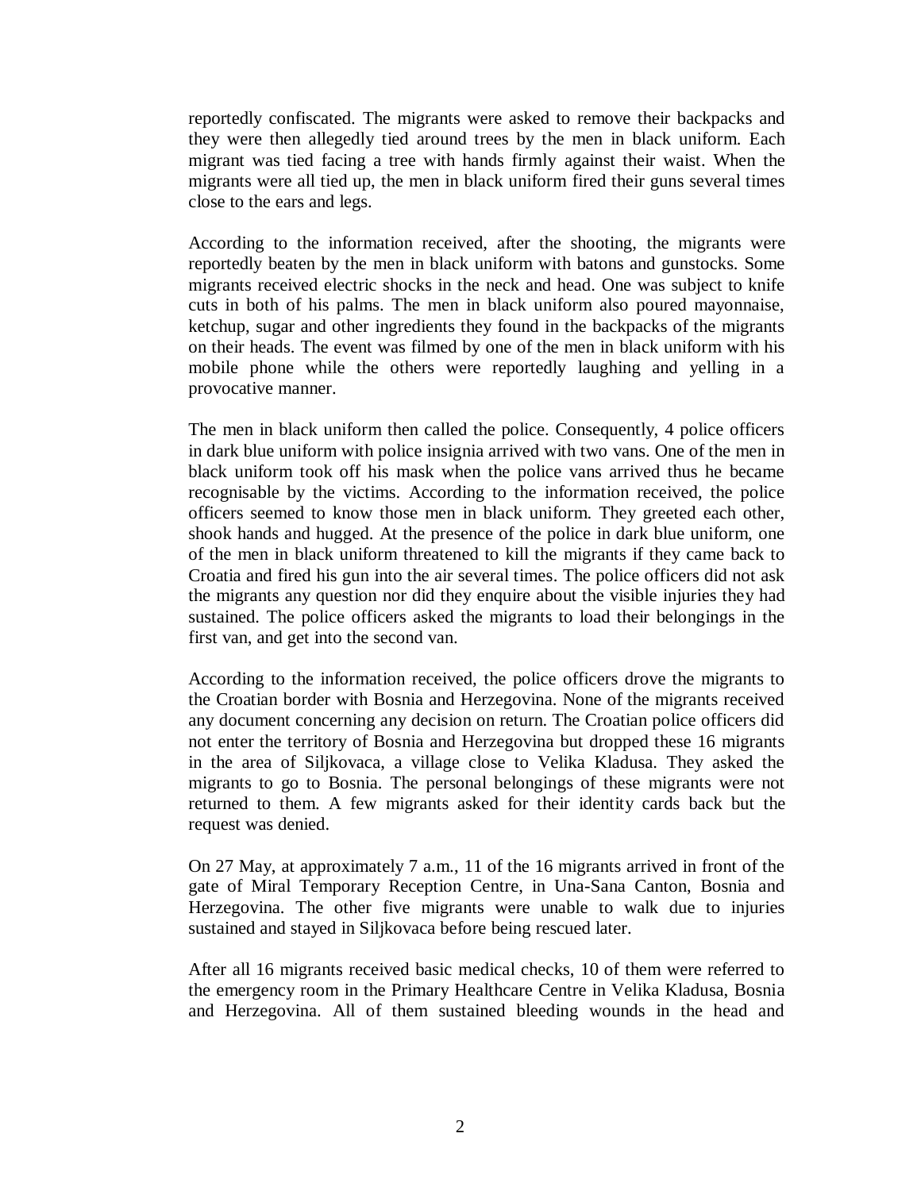reportedly confiscated. The migrants were asked to remove their backpacks and they were then allegedly tied around trees by the men in black uniform. Each migrant was tied facing a tree with hands firmly against their waist. When the migrants were all tied up, the men in black uniform fired their guns several times close to the ears and legs.

According to the information received, after the shooting, the migrants were reportedly beaten by the men in black uniform with batons and gunstocks. Some migrants received electric shocks in the neck and head. One was subject to knife cuts in both of his palms. The men in black uniform also poured mayonnaise, ketchup, sugar and other ingredients they found in the backpacks of the migrants on their heads. The event was filmed by one of the men in black uniform with his mobile phone while the others were reportedly laughing and yelling in a provocative manner.

The men in black uniform then called the police. Consequently, 4 police officers in dark blue uniform with police insignia arrived with two vans. One of the men in black uniform took off his mask when the police vans arrived thus he became recognisable by the victims. According to the information received, the police officers seemed to know those men in black uniform. They greeted each other, shook hands and hugged. At the presence of the police in dark blue uniform, one of the men in black uniform threatened to kill the migrants if they came back to Croatia and fired his gun into the air several times. The police officers did not ask the migrants any question nor did they enquire about the visible injuries they had sustained. The police officers asked the migrants to load their belongings in the first van, and get into the second van.

According to the information received, the police officers drove the migrants to the Croatian border with Bosnia and Herzegovina. None of the migrants received any document concerning any decision on return. The Croatian police officers did not enter the territory of Bosnia and Herzegovina but dropped these 16 migrants in the area of Siljkovaca, a village close to Velika Kladusa. They asked the migrants to go to Bosnia. The personal belongings of these migrants were not returned to them. A few migrants asked for their identity cards back but the request was denied.

On 27 May, at approximately 7 a.m., 11 of the 16 migrants arrived in front of the gate of Miral Temporary Reception Centre, in Una-Sana Canton, Bosnia and Herzegovina. The other five migrants were unable to walk due to injuries sustained and stayed in Siljkovaca before being rescued later.

After all 16 migrants received basic medical checks, 10 of them were referred to the emergency room in the Primary Healthcare Centre in Velika Kladusa, Bosnia and Herzegovina. All of them sustained bleeding wounds in the head and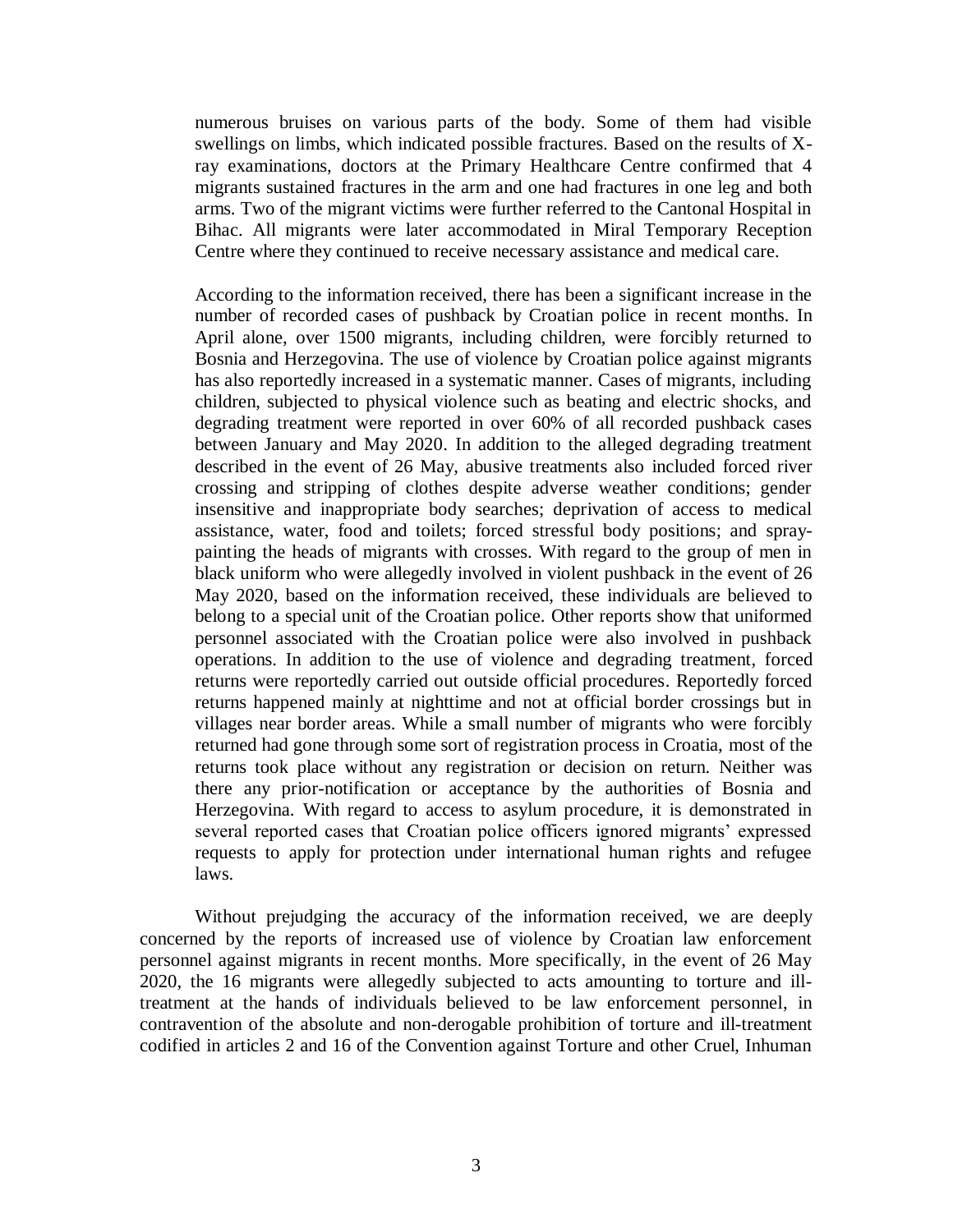numerous bruises on various parts of the body. Some of them had visible swellings on limbs, which indicated possible fractures. Based on the results of X-ray examinations, doctors at the Primary Healthcare Centre confirmed that 4 migrants sustained fractures in the arm and one had fractures in one leg and both arms. Two of the migrant victims were further referred to the Cantonal Hospital in Bihac. All migrants were later accommodated in Miral Temporary Reception Centre where they continued to receive necessary assistance and medical care.

According to the information received, there has been a significant increase in the number of recorded cases of pushback by Croatian police in recent months. In April alone, over 1500 migrants, including children, were forcibly returned to Bosnia and Herzegovina. The use of violence by Croatian police against migrants has also reportedly increased in a systematic manner. Cases of migrants, including children, subjected to physical violence such as beating and electric shocks, and degrading treatment were reported in over 60% of all recorded pushback cases between January and May 2020. In addition to the alleged degrading treatment described in the event of 26 May, abusive treatments also included forced river crossing and stripping of clothes despite adverse weather conditions; gender insensitive and inappropriate body searches; deprivation of access to medical assistance, water, food and toilets; forced stressful body positions; and spray-painting the heads of migrants with crosses. With regard to the group of men in black uniform who were allegedly involved in violent pushback in the event of 26 May 2020, based on the information received, these individuals are believed to belong to a special unit of the Croatian police. Other reports show that uniformed personnel associated with the Croatian police were also involved in pushback operations. In addition to the use of violence and degrading treatment, forced returns were reportedly carried out outside official procedures. Reportedly forced returns happened mainly at nighttime and not at official border crossings but in villages near border areas. While a small number of migrants who were forcibly returned had gone through some sort of registration process in Croatia, most of the returns took place without any registration or decision on return. Neither was there any prior-notification or acceptance by the authorities of Bosnia and Herzegovina. With regard to access to asylum procedure, it is demonstrated in several reported cases that Croatian police officers ignored migrants' expressed requests to apply for protection under international human rights and refugee laws.

Without prejudging the accuracy of the information received, we are deeply concerned by the reports of increased use of violence by Croatian law enforcement personnel against migrants in recent months. More specifically, in the event of 26 May 2020, the 16 migrants were allegedly subjected to acts amounting to torture and ill-treatment at the hands of individuals believed to be law enforcement personnel, in contravention of the absolute and non-derogable prohibition of torture and ill-treatment codified in articles 2 and 16 of the Convention against Torture and other Cruel, Inhuman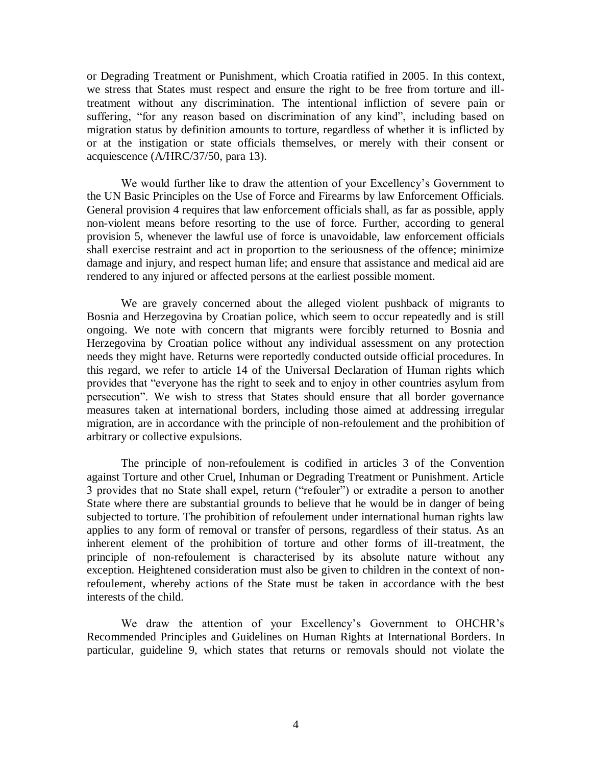or Degrading Treatment or Punishment, which Croatia ratified in 2005. In this context, we stress that States must respect and ensure the right to be free from torture and ill-treatment without any discrimination. The intentional infliction of severe pain or suffering, "for any reason based on discrimination of any kind", including based on migration status by definition amounts to torture, regardless of whether it is inflicted by or at the instigation or state officials themselves, or merely with their consent or acquiescence (A/HRC/37/50, para 13).

We would further like to draw the attention of your Excellency's Government to the UN Basic Principles on the Use of Force and Firearms by law Enforcement Officials. General provision 4 requires that law enforcement officials shall, as far as possible, apply non-violent means before resorting to the use of force. Further, according to general provision 5, whenever the lawful use of force is unavoidable, law enforcement officials shall exercise restraint and act in proportion to the seriousness of the offence; minimize damage and injury, and respect human life; and ensure that assistance and medical aid are rendered to any injured or affected persons at the earliest possible moment.

We are gravely concerned about the alleged violent pushback of migrants to Bosnia and Herzegovina by Croatian police, which seem to occur repeatedly and is still ongoing. We note with concern that migrants were forcibly returned to Bosnia and Herzegovina by Croatian police without any individual assessment on any protection needs they might have. Returns were reportedly conducted outside official procedures. In this regard, we refer to article 14 of the Universal Declaration of Human rights which provides that "everyone has the right to seek and to enjoy in other countries asylum from persecution". We wish to stress that States should ensure that all border governance measures taken at international borders, including those aimed at addressing irregular migration, are in accordance with the principle of non-refoulement and the prohibition of arbitrary or collective expulsions.

The principle of non-refoulement is codified in articles 3 of the Convention against Torture and other Cruel, Inhuman or Degrading Treatment or Punishment. Article 3 provides that no State shall expel, return ("refouler") or extradite a person to another State where there are substantial grounds to believe that he would be in danger of being subjected to torture. The prohibition of refoulement under international human rights law applies to any form of removal or transfer of persons, regardless of their status. As an inherent element of the prohibition of torture and other forms of ill-treatment, the principle of non-refoulement is characterised by its absolute nature without any exception. Heightened consideration must also be given to children in the context of non-refoulement, whereby actions of the State must be taken in accordance with the best interests of the child.

We draw the attention of your Excellency's Government to OHCHR's Recommended Principles and Guidelines on Human Rights at International Borders. In particular, guideline 9, which states that returns or removals should not violate the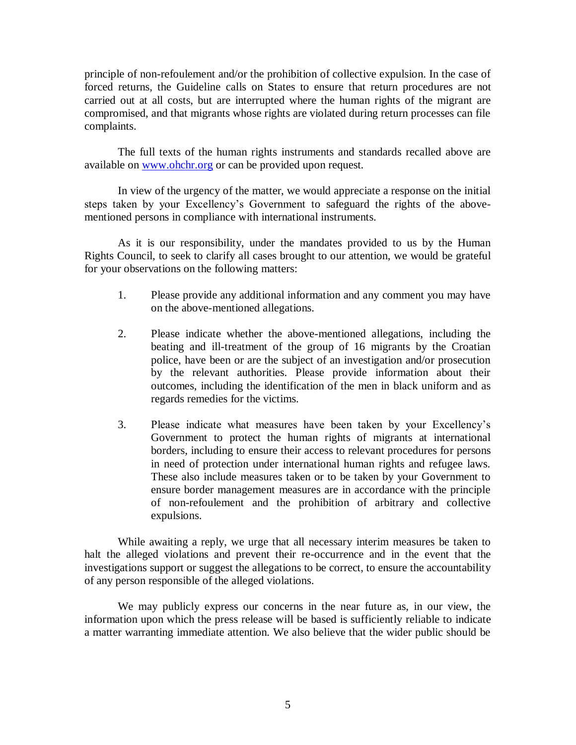principle of non-refoulement and/or the prohibition of collective expulsion. In the case of forced returns, the Guideline calls on States to ensure that return procedures are not carried out at all costs, but are interrupted where the human rights of the migrant are compromised, and that migrants whose rights are violated during return processes can file complaints.

The full texts of the human rights instruments and standards recalled above are available on www.ohchr.org or can be provided upon request.

In view of the urgency of the matter, we would appreciate a response on the initial steps taken by your Excellency's Government to safeguard the rights of the above-mentioned persons in compliance with international instruments.

As it is our responsibility, under the mandates provided to us by the Human Rights Council, to seek to clarify all cases brought to our attention, we would be grateful for your observations on the following matters:

1. Please provide any additional information and any comment you may have on the above-mentioned allegations.

2. Please indicate whether the above-mentioned allegations, including the beating and ill-treatment of the group of 16 migrants by the Croatian police, have been or are the subject of an investigation and/or prosecution by the relevant authorities. Please provide information about their outcomes, including the identification of the men in black uniform and as regards remedies for the victims.

3. Please indicate what measures have been taken by your Excellency's Government to protect the human rights of migrants at international borders, including to ensure their access to relevant procedures for persons in need of protection under international human rights and refugee laws. These also include measures taken or to be taken by your Government to ensure border management measures are in accordance with the principle of non-refoulement and the prohibition of arbitrary and collective expulsions.

While awaiting a reply, we urge that all necessary interim measures be taken to halt the alleged violations and prevent their re-occurrence and in the event that the investigations support or suggest the allegations to be correct, to ensure the accountability of any person responsible of the alleged violations.

We may publicly express our concerns in the near future as, in our view, the information upon which the press release will be based is sufficiently reliable to indicate a matter warranting immediate attention. We also believe that the wider public should be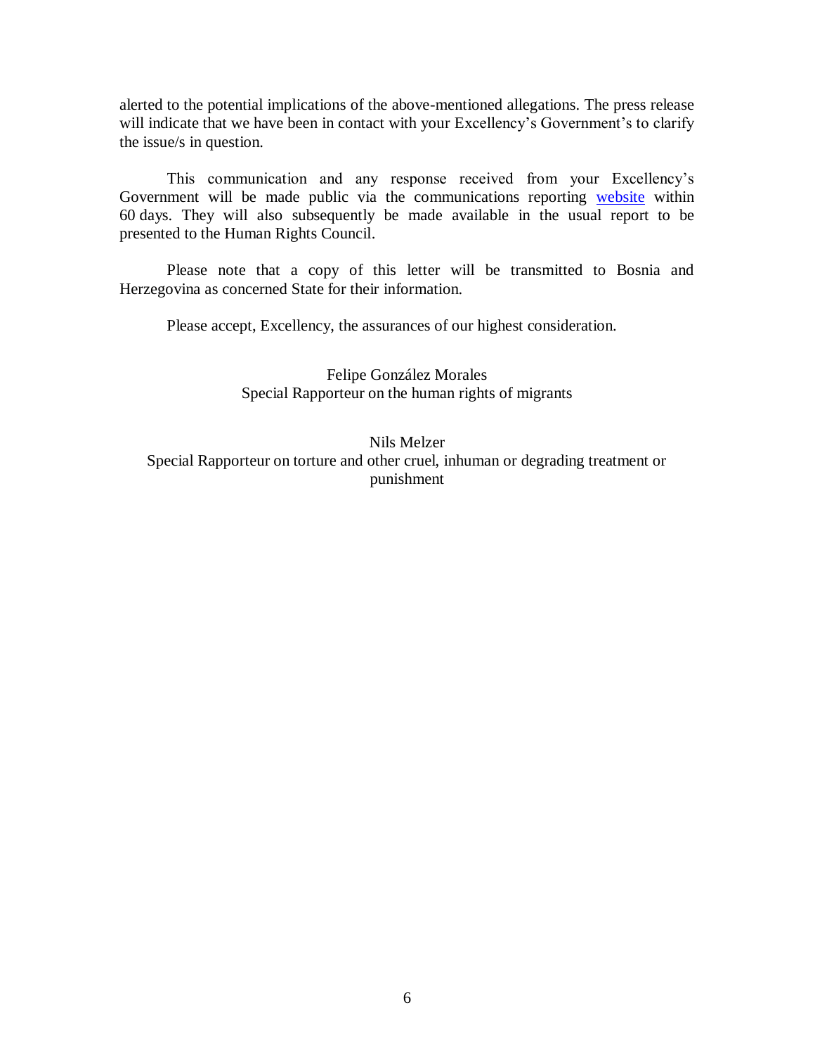alerted to the potential implications of the above-mentioned allegations. The press release will indicate that we have been in contact with your Excellency's Government's to clarify the issue/s in question.

This communication and any response received from your Excellency's Government will be made public via the communications reporting website within 60 days. They will also subsequently be made available in the usual report to be presented to the Human Rights Council.

Please note that a copy of this letter will be transmitted to Bosnia and Herzegovina as concerned State for their information.

Please accept, Excellency, the assurances of our highest consideration.

Felipe González Morales
Special Rapporteur on the human rights of migrants

Nils Melzer
Special Rapporteur on torture and other cruel, inhuman or degrading treatment or punishment